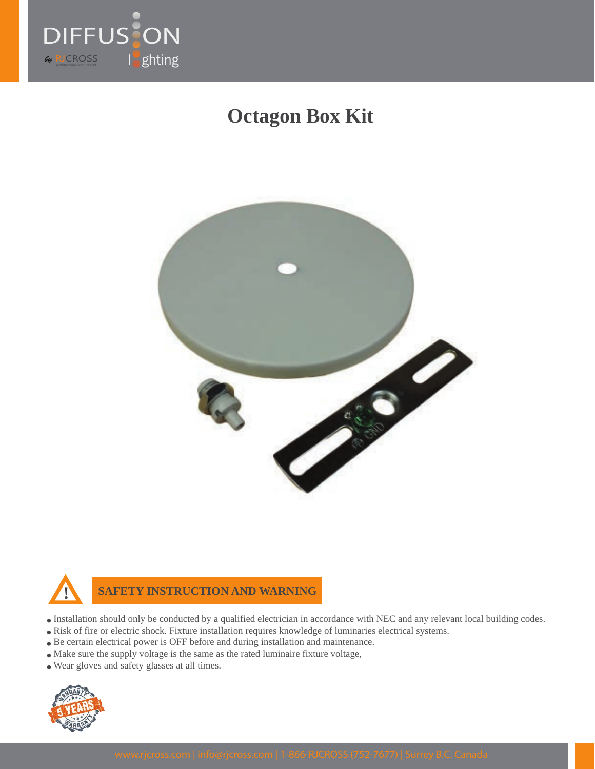# Octagon Box Kit

## SAFETY INSTRUCTION AND WARNING

- Installation should only be conducted by a qualified electrician in accordance with NEC and any relevant local building codes.
- Risk of fire or electric shock. Fixture installation requires knowledge of luminaries electrical systems.
- Be certain electrical power is OFF before and during installation and maintenance.
- Make sure the supply voltage is the same as the rated luminaire fixture voltage,
- Wear gloves and safety glasses at all times.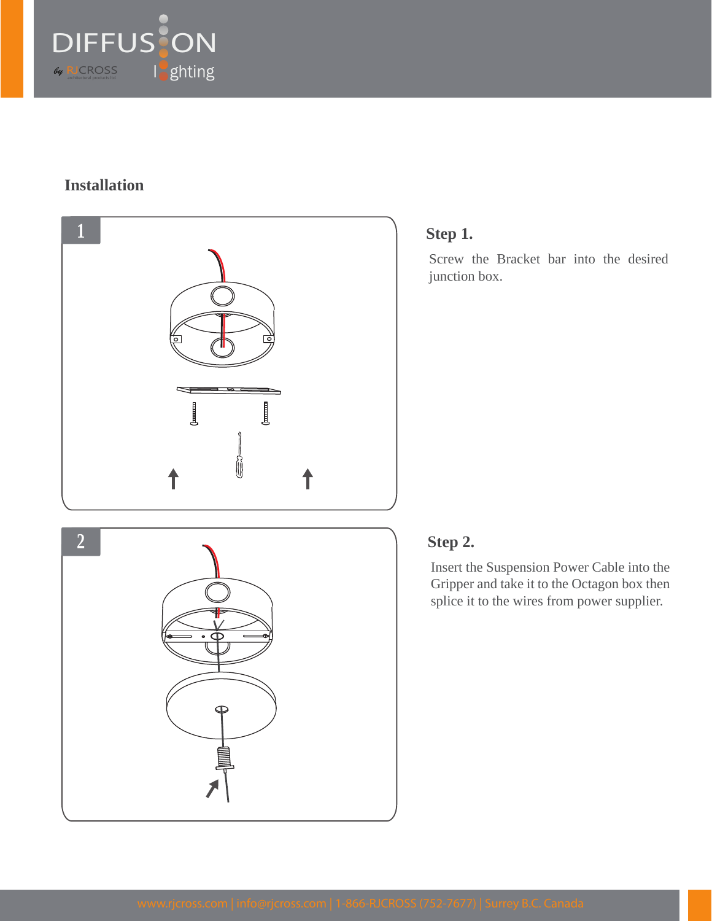## Installation

### Step 1.

Screw the Bracket bar into the desired junction box.

### Step 2.

Insert the Suspension Power Cable into the Gripper and take it to the Octagon box then splice it to the wires from power supplier.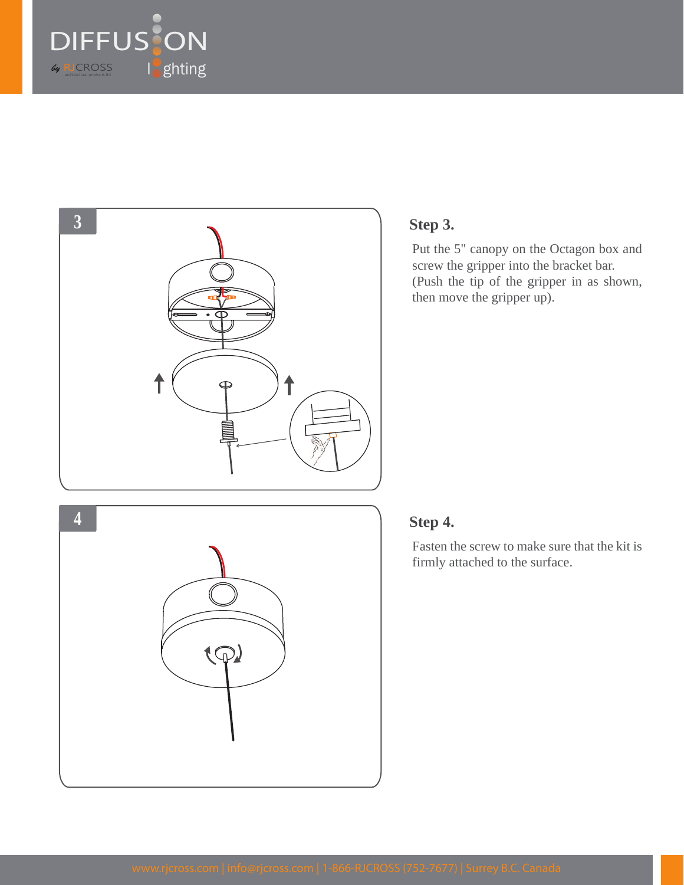3

## Step 3.

Put the 5" canopy on the Octagon box and screw the gripper into the bracket bar. (Push the tip of the gripper in as shown, then move the gripper up).

4

## Step 4.

Fasten the screw to make sure that the kit is firmly attached to the surface.